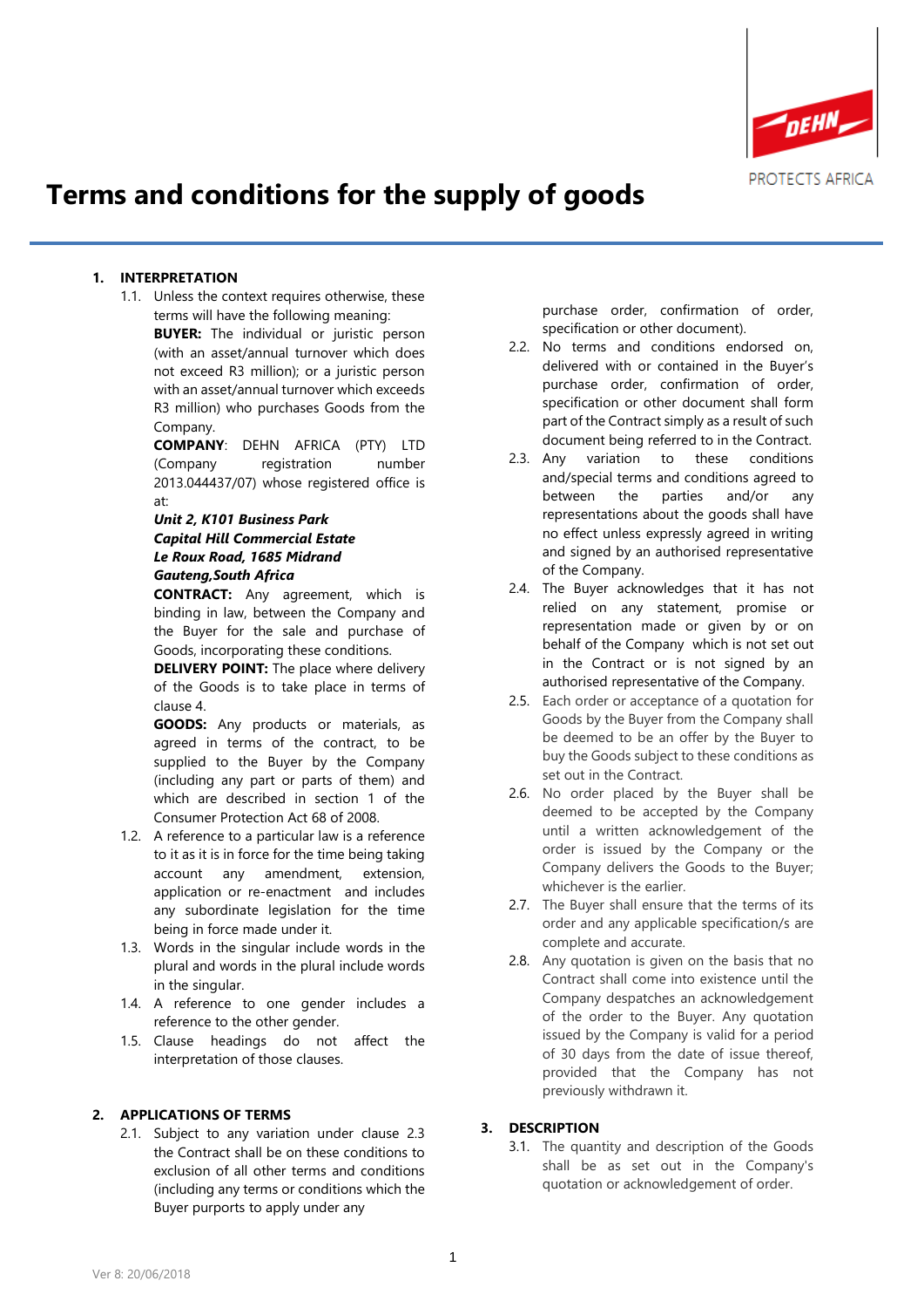# Terms and conditions for the supply of goods

## 1. INTERPRETATION

1.1. Unless the context requires otherwise, these terms will have the following meaning:

**BUYER:** The individual or juristic person (with an asset/annual turnover which does not exceed R3 million); or a juristic person with an asset/annual turnover which exceeds R3 million) who purchases Goods from the Company.

**COMPANY**: DEHN AFRICA (PTY) LTD (Company registration number 2013.044437/07) whose registered office is at:

***Unit 2, K101 Business Park***
***Capital Hill Commercial Estate***
***Le Roux Road, 1685 Midrand***
***Gauteng,South Africa***

**CONTRACT:** Any agreement, which is binding in law, between the Company and the Buyer for the sale and purchase of Goods, incorporating these conditions.

**DELIVERY POINT:** The place where delivery of the Goods is to take place in terms of clause 4.

**GOODS:** Any products or materials, as agreed in terms of the contract, to be supplied to the Buyer by the Company (including any part or parts of them) and which are described in section 1 of the Consumer Protection Act 68 of 2008.

1.2. A reference to a particular law is a reference to it as it is in force for the time being taking account any amendment, extension, application or re-enactment and includes any subordinate legislation for the time being in force made under it.

1.3. Words in the singular include words in the plural and words in the plural include words in the singular.

1.4. A reference to one gender includes a reference to the other gender.

1.5. Clause headings do not affect the interpretation of those clauses.

## 2. APPLICATIONS OF TERMS

2.1. Subject to any variation under clause 2.3 the Contract shall be on these conditions to exclusion of all other terms and conditions (including any terms or conditions which the Buyer purports to apply under any purchase order, confirmation of order, specification or other document).

2.2. No terms and conditions endorsed on, delivered with or contained in the Buyer's purchase order, confirmation of order, specification or other document shall form part of the Contract simply as a result of such document being referred to in the Contract.

2.3. Any variation to these conditions and/special terms and conditions agreed to between the parties and/or any representations about the goods shall have no effect unless expressly agreed in writing and signed by an authorised representative of the Company.

2.4. The Buyer acknowledges that it has not relied on any statement, promise or representation made or given by or on behalf of the Company which is not set out in the Contract or is not signed by an authorised representative of the Company.

2.5. Each order or acceptance of a quotation for Goods by the Buyer from the Company shall be deemed to be an offer by the Buyer to buy the Goods subject to these conditions as set out in the Contract.

2.6. No order placed by the Buyer shall be deemed to be accepted by the Company until a written acknowledgement of the order is issued by the Company or the Company delivers the Goods to the Buyer; whichever is the earlier.

2.7. The Buyer shall ensure that the terms of its order and any applicable specification/s are complete and accurate.

2.8. Any quotation is given on the basis that no Contract shall come into existence until the Company despatches an acknowledgement of the order to the Buyer. Any quotation issued by the Company is valid for a period of 30 days from the date of issue thereof, provided that the Company has not previously withdrawn it.

## 3. DESCRIPTION

3.1. The quantity and description of the Goods shall be as set out in the Company's quotation or acknowledgement of order.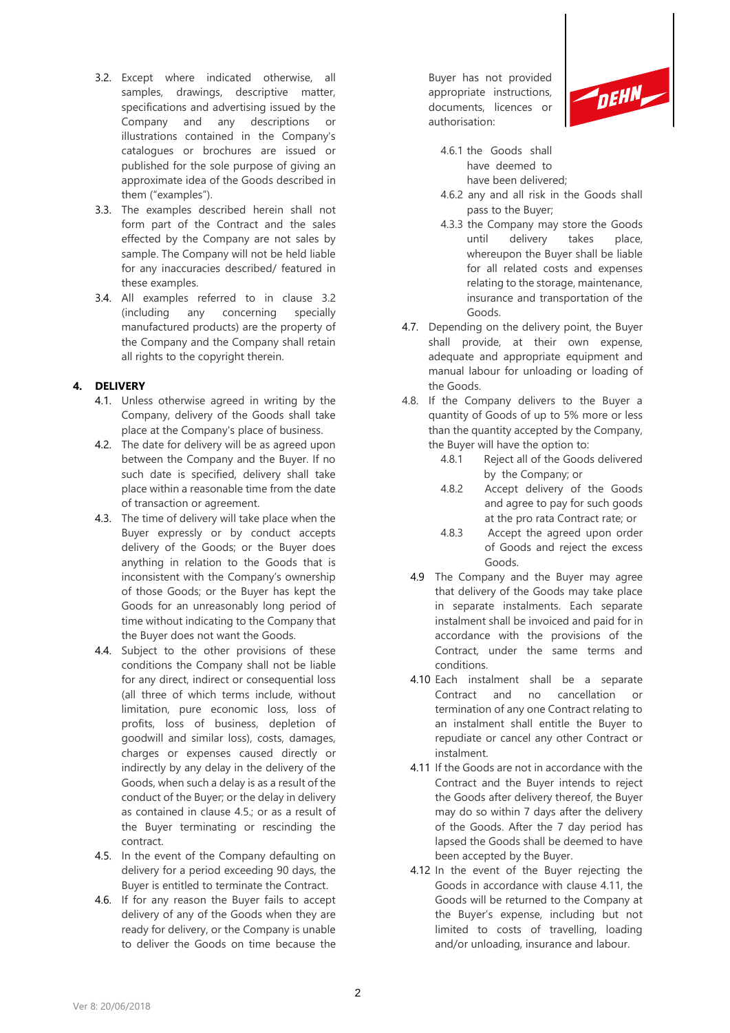3.2. Except where indicated otherwise, all samples, drawings, descriptive matter, specifications and advertising issued by the Company and any descriptions or illustrations contained in the Company's catalogues or brochures are issued or published for the sole purpose of giving an approximate idea of the Goods described in them ("examples").

3.3. The examples described herein shall not form part of the Contract and the sales effected by the Company are not sales by sample. The Company will not be held liable for any inaccuracies described/ featured in these examples.

3.4. All examples referred to in clause 3.2 (including any concerning specially manufactured products) are the property of the Company and the Company shall retain all rights to the copyright therein.

## 4. DELIVERY

4.1. Unless otherwise agreed in writing by the Company, delivery of the Goods shall take place at the Company's place of business.

4.2. The date for delivery will be as agreed upon between the Company and the Buyer. If no such date is specified, delivery shall take place within a reasonable time from the date of transaction or agreement.

4.3. The time of delivery will take place when the Buyer expressly or by conduct accepts delivery of the Goods; or the Buyer does anything in relation to the Goods that is inconsistent with the Company's ownership of those Goods; or the Buyer has kept the Goods for an unreasonably long period of time without indicating to the Company that the Buyer does not want the Goods.

4.4. Subject to the other provisions of these conditions the Company shall not be liable for any direct, indirect or consequential loss (all three of which terms include, without limitation, pure economic loss, loss of profits, loss of business, depletion of goodwill and similar loss), costs, damages, charges or expenses caused directly or indirectly by any delay in the delivery of the Goods, when such a delay is as a result of the conduct of the Buyer; or the delay in delivery as contained in clause 4.5.; or as a result of the Buyer terminating or rescinding the contract.

4.5. In the event of the Company defaulting on delivery for a period exceeding 90 days, the Buyer is entitled to terminate the Contract.

4.6. If for any reason the Buyer fails to accept delivery of any of the Goods when they are ready for delivery, or the Company is unable to deliver the Goods on time because the Buyer has not provided appropriate instructions, documents, licences or authorisation:

4.6.1 the Goods shall have deemed to have been delivered;

4.6.2 any and all risk in the Goods shall pass to the Buyer;

4.3.3 the Company may store the Goods until delivery takes place, whereupon the Buyer shall be liable for all related costs and expenses relating to the storage, maintenance, insurance and transportation of the Goods.

4.7. Depending on the delivery point, the Buyer shall provide, at their own expense, adequate and appropriate equipment and manual labour for unloading or loading of the Goods.

4.8. If the Company delivers to the Buyer a quantity of Goods of up to 5% more or less than the quantity accepted by the Company, the Buyer will have the option to:

4.8.1 Reject all of the Goods delivered by the Company; or

4.8.2 Accept delivery of the Goods and agree to pay for such goods at the pro rata Contract rate; or

4.8.3 Accept the agreed upon order of Goods and reject the excess Goods.

4.9 The Company and the Buyer may agree that delivery of the Goods may take place in separate instalments. Each separate instalment shall be invoiced and paid for in accordance with the provisions of the Contract, under the same terms and conditions.

4.10 Each instalment shall be a separate Contract and no cancellation or termination of any one Contract relating to an instalment shall entitle the Buyer to repudiate or cancel any other Contract or instalment.

4.11 If the Goods are not in accordance with the Contract and the Buyer intends to reject the Goods after delivery thereof, the Buyer may do so within 7 days after the delivery of the Goods. After the 7 day period has lapsed the Goods shall be deemed to have been accepted by the Buyer.

4.12 In the event of the Buyer rejecting the Goods in accordance with clause 4.11, the Goods will be returned to the Company at the Buyer's expense, including but not limited to costs of travelling, loading and/or unloading, insurance and labour.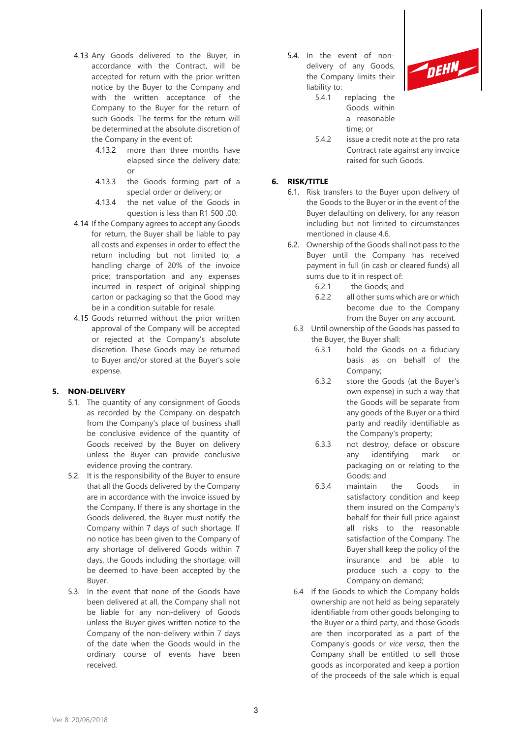4.13 Any Goods delivered to the Buyer, in accordance with the Contract, will be accepted for return with the prior written notice by the Buyer to the Company and with the written acceptance of the Company to the Buyer for the return of such Goods. The terms for the return will be determined at the absolute discretion of the Company in the event of:

- 4.13.2 more than three months have elapsed since the delivery date; or
- 4.13.3 the Goods forming part of a special order or delivery; or
- 4.13.4 the net value of the Goods in question is less than R1 500 .00.

4.14 If the Company agrees to accept any Goods for return, the Buyer shall be liable to pay all costs and expenses in order to effect the return including but not limited to; a handling charge of 20% of the invoice price; transportation and any expenses incurred in respect of original shipping carton or packaging so that the Good may be in a condition suitable for resale.

4.15 Goods returned without the prior written approval of the Company will be accepted or rejected at the Company's absolute discretion. These Goods may be returned to Buyer and/or stored at the Buyer's sole expense.

## 5. NON-DELIVERY

5.1. The quantity of any consignment of Goods as recorded by the Company on despatch from the Company's place of business shall be conclusive evidence of the quantity of Goods received by the Buyer on delivery unless the Buyer can provide conclusive evidence proving the contrary.

5.2. It is the responsibility of the Buyer to ensure that all the Goods delivered by the Company are in accordance with the invoice issued by the Company. If there is any shortage in the Goods delivered, the Buyer must notify the Company within 7 days of such shortage. If no notice has been given to the Company of any shortage of delivered Goods within 7 days, the Goods including the shortage; will be deemed to have been accepted by the Buyer.

5.3. In the event that none of the Goods have been delivered at all, the Company shall not be liable for any non-delivery of Goods unless the Buyer gives written notice to the Company of the non-delivery within 7 days of the date when the Goods would in the ordinary course of events have been received.

5.4. In the event of non-delivery of any Goods, the Company limits their liability to:

- 5.4.1 replacing the Goods within a reasonable time; or
- 5.4.2 issue a credit note at the pro rata Contract rate against any invoice raised for such Goods.

## 6. RISK/TITLE

6.1. Risk transfers to the Buyer upon delivery of the Goods to the Buyer or in the event of the Buyer defaulting on delivery, for any reason including but not limited to circumstances mentioned in clause 4.6.

6.2. Ownership of the Goods shall not pass to the Buyer until the Company has received payment in full (in cash or cleared funds) all sums due to it in respect of:

- 6.2.1 the Goods; and
- 6.2.2 all other sums which are or which become due to the Company from the Buyer on any account.

6.3 Until ownership of the Goods has passed to the Buyer, the Buyer shall:

- 6.3.1 hold the Goods on a fiduciary basis as on behalf of the Company;
- 6.3.2 store the Goods (at the Buyer's own expense) in such a way that the Goods will be separate from any goods of the Buyer or a third party and readily identifiable as the Company's property;
- 6.3.3 not destroy, deface or obscure any identifying mark or packaging on or relating to the Goods; and
- 6.3.4 maintain the Goods in satisfactory condition and keep them insured on the Company's behalf for their full price against all risks to the reasonable satisfaction of the Company. The Buyer shall keep the policy of the insurance and be able to produce such a copy to the Company on demand;

6.4 If the Goods to which the Company holds ownership are not held as being separately identifiable from other goods belonging to the Buyer or a third party, and those Goods are then incorporated as a part of the Company's goods or *vice versa*, then the Company shall be entitled to sell those goods as incorporated and keep a portion of the proceeds of the sale which is equal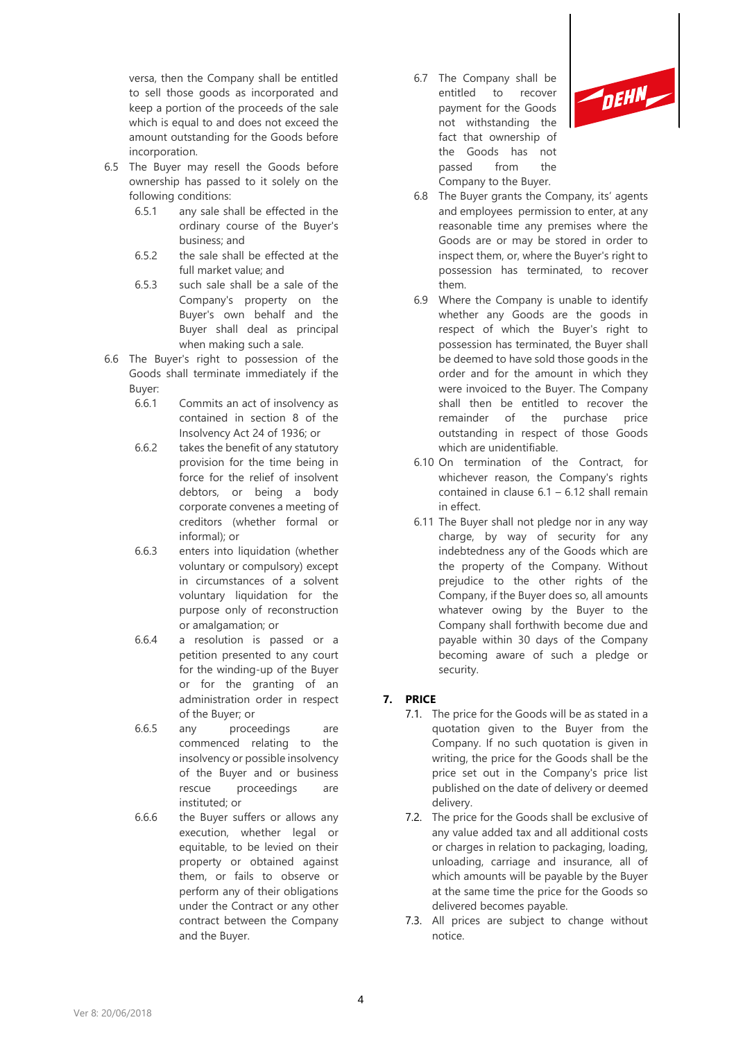versa, then the Company shall be entitled to sell those goods as incorporated and keep a portion of the proceeds of the sale which is equal to and does not exceed the amount outstanding for the Goods before incorporation.

6.5 The Buyer may resell the Goods before ownership has passed to it solely on the following conditions:

- 6.5.1 any sale shall be effected in the ordinary course of the Buyer's business; and
- 6.5.2 the sale shall be effected at the full market value; and
- 6.5.3 such sale shall be a sale of the Company's property on the Buyer's own behalf and the Buyer shall deal as principal when making such a sale.

6.6 The Buyer's right to possession of the Goods shall terminate immediately if the Buyer:

- 6.6.1 Commits an act of insolvency as contained in section 8 of the Insolvency Act 24 of 1936; or
- 6.6.2 takes the benefit of any statutory provision for the time being in force for the relief of insolvent debtors, or being a body corporate convenes a meeting of creditors (whether formal or informal); or
- 6.6.3 enters into liquidation (whether voluntary or compulsory) except in circumstances of a solvent voluntary liquidation for the purpose only of reconstruction or amalgamation; or
- 6.6.4 a resolution is passed or a petition presented to any court for the winding-up of the Buyer or for the granting of an administration order in respect of the Buyer; or
- 6.6.5 any proceedings are commenced relating to the insolvency or possible insolvency of the Buyer and or business rescue proceedings are instituted; or
- 6.6.6 the Buyer suffers or allows any execution, whether legal or equitable, to be levied on their property or obtained against them, or fails to observe or perform any of their obligations under the Contract or any other contract between the Company and the Buyer.

6.7 The Company shall be entitled to recover payment for the Goods not withstanding the fact that ownership of the Goods has not passed from the Company to the Buyer.

6.8 The Buyer grants the Company, its' agents and employees permission to enter, at any reasonable time any premises where the Goods are or may be stored in order to inspect them, or, where the Buyer's right to possession has terminated, to recover them.

6.9 Where the Company is unable to identify whether any Goods are the goods in respect of which the Buyer's right to possession has terminated, the Buyer shall be deemed to have sold those goods in the order and for the amount in which they were invoiced to the Buyer. The Company shall then be entitled to recover the remainder of the purchase price outstanding in respect of those Goods which are unidentifiable.

6.10 On termination of the Contract, for whichever reason, the Company's rights contained in clause 6.1 – 6.12 shall remain in effect.

6.11 The Buyer shall not pledge nor in any way charge, by way of security for any indebtedness any of the Goods which are the property of the Company. Without prejudice to the other rights of the Company, if the Buyer does so, all amounts whatever owing by the Buyer to the Company shall forthwith become due and payable within 30 days of the Company becoming aware of such a pledge or security.

## 7. PRICE

7.1. The price for the Goods will be as stated in a quotation given to the Buyer from the Company. If no such quotation is given in writing, the price for the Goods shall be the price set out in the Company's price list published on the date of delivery or deemed delivery.

7.2. The price for the Goods shall be exclusive of any value added tax and all additional costs or charges in relation to packaging, loading, unloading, carriage and insurance, all of which amounts will be payable by the Buyer at the same time the price for the Goods so delivered becomes payable.

7.3. All prices are subject to change without notice.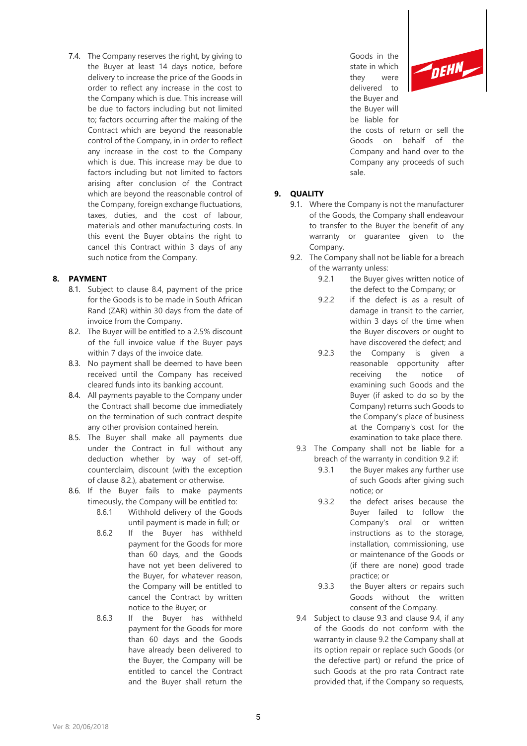7.4. The Company reserves the right, by giving to the Buyer at least 14 days notice, before delivery to increase the price of the Goods in order to reflect any increase in the cost to the Company which is due. This increase will be due to factors including but not limited to; factors occurring after the making of the Contract which are beyond the reasonable control of the Company, in in order to reflect any increase in the cost to the Company which is due. This increase may be due to factors including but not limited to factors arising after conclusion of the Contract which are beyond the reasonable control of the Company, foreign exchange fluctuations, taxes, duties, and the cost of labour, materials and other manufacturing costs. In this event the Buyer obtains the right to cancel this Contract within 3 days of any such notice from the Company.

## 8. PAYMENT

8.1. Subject to clause 8.4, payment of the price for the Goods is to be made in South African Rand (ZAR) within 30 days from the date of invoice from the Company.

8.2. The Buyer will be entitled to a 2.5% discount of the full invoice value if the Buyer pays within 7 days of the invoice date.

8.3. No payment shall be deemed to have been received until the Company has received cleared funds into its banking account.

8.4. All payments payable to the Company under the Contract shall become due immediately on the termination of such contract despite any other provision contained herein.

8.5. The Buyer shall make all payments due under the Contract in full without any deduction whether by way of set-off, counterclaim, discount (with the exception of clause 8.2.), abatement or otherwise.

8.6. If the Buyer fails to make payments timeously, the Company will be entitled to:

8.6.1 Withhold delivery of the Goods until payment is made in full; or

8.6.2 If the Buyer has withheld payment for the Goods for more than 60 days, and the Goods have not yet been delivered to the Buyer, for whatever reason, the Company will be entitled to cancel the Contract by written notice to the Buyer; or

8.6.3 If the Buyer has withheld payment for the Goods for more than 60 days and the Goods have already been delivered to the Buyer, the Company will be entitled to cancel the Contract and the Buyer shall return the Goods in the state in which they were delivered to the Buyer and the Buyer will be liable for the costs of return or sell the Goods on behalf of the Company and hand over to the Company any proceeds of such sale.

## 9. QUALITY

9.1. Where the Company is not the manufacturer of the Goods, the Company shall endeavour to transfer to the Buyer the benefit of any warranty or guarantee given to the Company.

9.2. The Company shall not be liable for a breach of the warranty unless:

9.2.1 the Buyer gives written notice of the defect to the Company; or

9.2.2 if the defect is as a result of damage in transit to the carrier, within 3 days of the time when the Buyer discovers or ought to have discovered the defect; and

9.2.3 the Company is given a reasonable opportunity after receiving the notice of examining such Goods and the Buyer (if asked to do so by the Company) returns such Goods to the Company's place of business at the Company's cost for the examination to take place there.

9.3 The Company shall not be liable for a breach of the warranty in condition 9.2 if:

9.3.1 the Buyer makes any further use of such Goods after giving such notice; or

9.3.2 the defect arises because the Buyer failed to follow the Company's oral or written instructions as to the storage, installation, commissioning, use or maintenance of the Goods or (if there are none) good trade practice; or

9.3.3 the Buyer alters or repairs such Goods without the written consent of the Company.

9.4 Subject to clause 9.3 and clause 9.4, if any of the Goods do not conform with the warranty in clause 9.2 the Company shall at its option repair or replace such Goods (or the defective part) or refund the price of such Goods at the pro rata Contract rate provided that, if the Company so requests,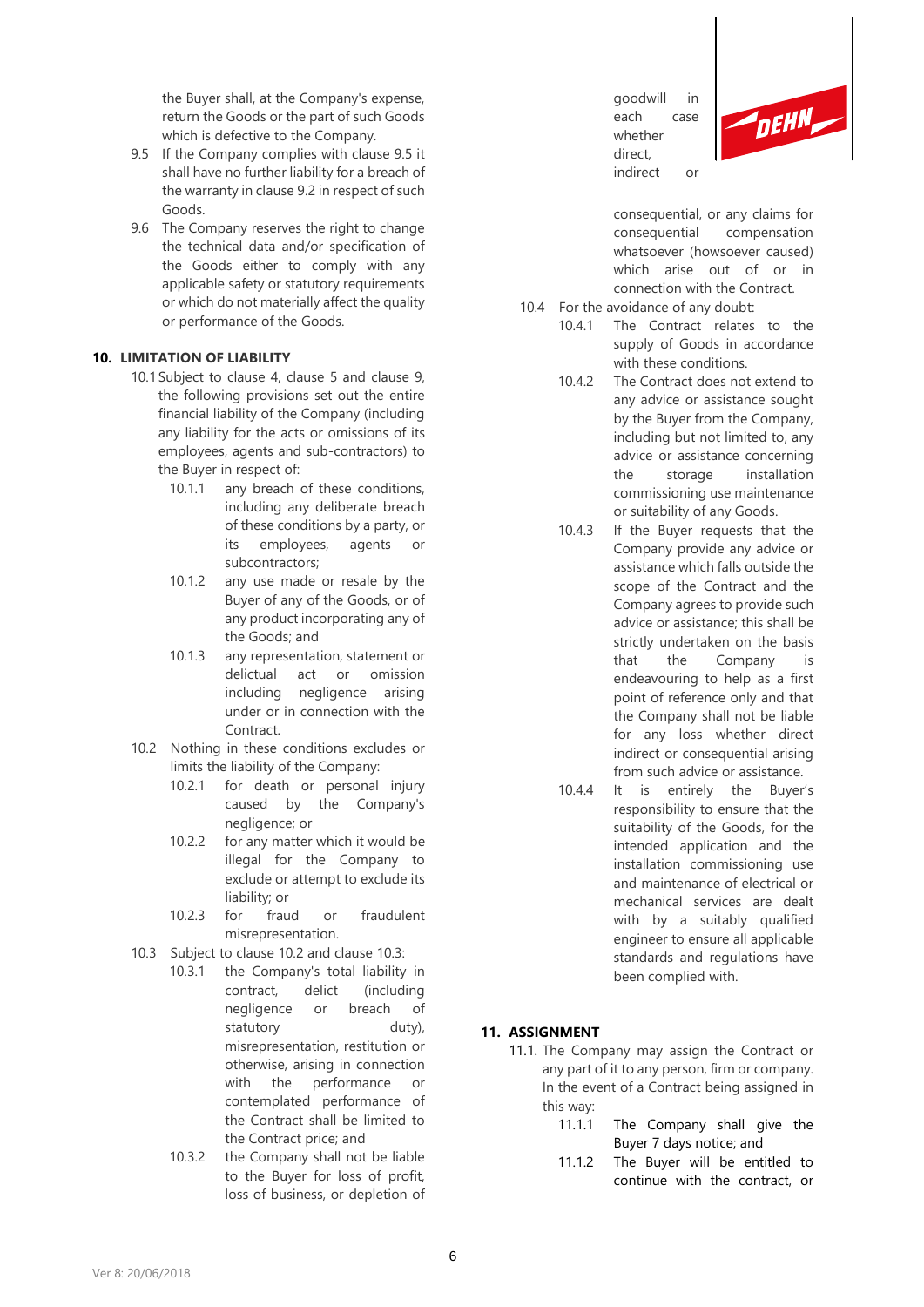the Buyer shall, at the Company's expense, return the Goods or the part of such Goods which is defective to the Company.

9.5 If the Company complies with clause 9.5 it shall have no further liability for a breach of the warranty in clause 9.2 in respect of such Goods.

9.6 The Company reserves the right to change the technical data and/or specification of the Goods either to comply with any applicable safety or statutory requirements or which do not materially affect the quality or performance of the Goods.

## 10. LIMITATION OF LIABILITY

10.1 Subject to clause 4, clause 5 and clause 9, the following provisions set out the entire financial liability of the Company (including any liability for the acts or omissions of its employees, agents and sub-contractors) to the Buyer in respect of:

- 10.1.1 any breach of these conditions, including any deliberate breach of these conditions by a party, or its employees, agents or subcontractors;
- 10.1.2 any use made or resale by the Buyer of any of the Goods, or of any product incorporating any of the Goods; and
- 10.1.3 any representation, statement or delictual act or omission including negligence arising under or in connection with the Contract.

10.2 Nothing in these conditions excludes or limits the liability of the Company:

- 10.2.1 for death or personal injury caused by the Company's negligence; or
- 10.2.2 for any matter which it would be illegal for the Company to exclude or attempt to exclude its liability; or
- 10.2.3 for fraud or fraudulent misrepresentation.

10.3 Subject to clause 10.2 and clause 10.3:

- 10.3.1 the Company's total liability in contract, delict (including negligence or breach of statutory duty), misrepresentation, restitution or otherwise, arising in connection with the performance or contemplated performance of the Contract shall be limited to the Contract price; and
- 10.3.2 the Company shall not be liable to the Buyer for loss of profit, loss of business, or depletion of goodwill in each case whether direct, indirect or consequential, or any claims for consequential compensation whatsoever (howsoever caused) which arise out of or in connection with the Contract.

10.4 For the avoidance of any doubt:

- 10.4.1 The Contract relates to the supply of Goods in accordance with these conditions.
- 10.4.2 The Contract does not extend to any advice or assistance sought by the Buyer from the Company, including but not limited to, any advice or assistance concerning the storage installation commissioning use maintenance or suitability of any Goods.
- 10.4.3 If the Buyer requests that the Company provide any advice or assistance which falls outside the scope of the Contract and the Company agrees to provide such advice or assistance; this shall be strictly undertaken on the basis that the Company is endeavouring to help as a first point of reference only and that the Company shall not be liable for any loss whether direct indirect or consequential arising from such advice or assistance.
- 10.4.4 It is entirely the Buyer's responsibility to ensure that the suitability of the Goods, for the intended application and the installation commissioning use and maintenance of electrical or mechanical services are dealt with by a suitably qualified engineer to ensure all applicable standards and regulations have been complied with.

## 11. ASSIGNMENT

11.1. The Company may assign the Contract or any part of it to any person, firm or company. In the event of a Contract being assigned in this way:

- 11.1.1 The Company shall give the Buyer 7 days notice; and
- 11.1.2 The Buyer will be entitled to continue with the contract, or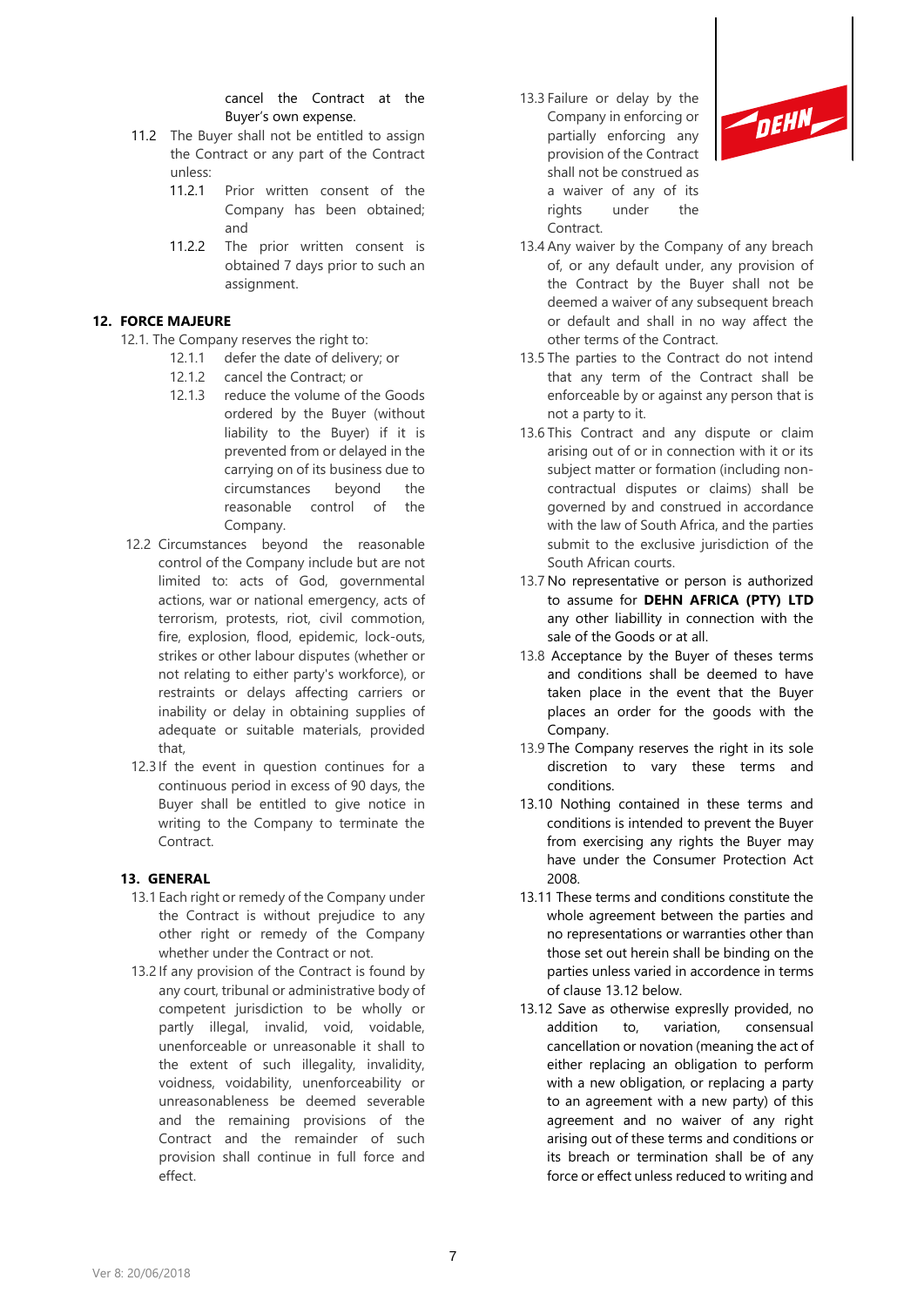cancel the Contract at the Buyer's own expense.

11.2 The Buyer shall not be entitled to assign the Contract or any part of the Contract unless:

11.2.1 Prior written consent of the Company has been obtained; and

11.2.2 The prior written consent is obtained 7 days prior to such an assignment.

## 12. FORCE MAJEURE

12.1. The Company reserves the right to:

12.1.1 defer the date of delivery; or

12.1.2 cancel the Contract; or

12.1.3 reduce the volume of the Goods ordered by the Buyer (without liability to the Buyer) if it is prevented from or delayed in the carrying on of its business due to circumstances beyond the reasonable control of the Company.

12.2 Circumstances beyond the reasonable control of the Company include but are not limited to: acts of God, governmental actions, war or national emergency, acts of terrorism, protests, riot, civil commotion, fire, explosion, flood, epidemic, lock-outs, strikes or other labour disputes (whether or not relating to either party's workforce), or restraints or delays affecting carriers or inability or delay in obtaining supplies of adequate or suitable materials, provided that,

12.3 If the event in question continues for a continuous period in excess of 90 days, the Buyer shall be entitled to give notice in writing to the Company to terminate the Contract.

## 13. GENERAL

13.1 Each right or remedy of the Company under the Contract is without prejudice to any other right or remedy of the Company whether under the Contract or not.

13.2 If any provision of the Contract is found by any court, tribunal or administrative body of competent jurisdiction to be wholly or partly illegal, invalid, void, voidable, unenforceable or unreasonable it shall to the extent of such illegality, invalidity, voidness, voidability, unenforceability or unreasonableness be deemed severable and the remaining provisions of the Contract and the remainder of such provision shall continue in full force and effect.

13.3 Failure or delay by the Company in enforcing or partially enforcing any provision of the Contract shall not be construed as a waiver of any of its rights under the Contract.

13.4 Any waiver by the Company of any breach of, or any default under, any provision of the Contract by the Buyer shall not be deemed a waiver of any subsequent breach or default and shall in no way affect the other terms of the Contract.

13.5 The parties to the Contract do not intend that any term of the Contract shall be enforceable by or against any person that is not a party to it.

13.6 This Contract and any dispute or claim arising out of or in connection with it or its subject matter or formation (including non-contractual disputes or claims) shall be governed by and construed in accordance with the law of South Africa, and the parties submit to the exclusive jurisdiction of the South African courts.

13.7 No representative or person is authorized to assume for **DEHN AFRICA (PTY) LTD** any other liabillity in connection with the sale of the Goods or at all.

13.8 Acceptance by the Buyer of theses terms and conditions shall be deemed to have taken place in the event that the Buyer places an order for the goods with the Company.

13.9 The Company reserves the right in its sole discretion to vary these terms and conditions.

13.10 Nothing contained in these terms and conditions is intended to prevent the Buyer from exercising any rights the Buyer may have under the Consumer Protection Act 2008.

13.11 These terms and conditions constitute the whole agreement between the parties and no representations or warranties other than those set out herein shall be binding on the parties unless varied in accordence in terms of clause 13.12 below.

13.12 Save as otherwise expreslly provided, no addition to, variation, consensual cancellation or novation (meaning the act of either replacing an obligation to perform with a new obligation, or replacing a party to an agreement with a new party) of this agreement and no waiver of any right arising out of these terms and conditions or its breach or termination shall be of any force or effect unless reduced to writing and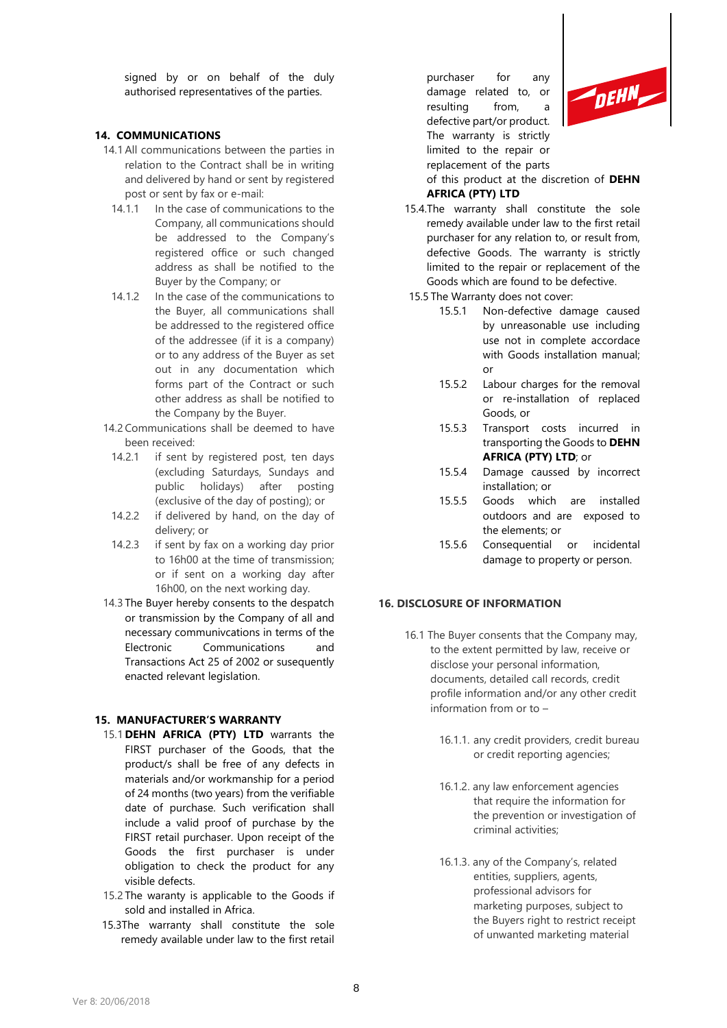signed by or on behalf of the duly authorised representatives of the parties.

## 14. COMMUNICATIONS

14.1 All communications between the parties in relation to the Contract shall be in writing and delivered by hand or sent by registered post or sent by fax or e-mail:

14.1.1 In the case of communications to the Company, all communications should be addressed to the Company's registered office or such changed address as shall be notified to the Buyer by the Company; or

14.1.2 In the case of the communications to the Buyer, all communications shall be addressed to the registered office of the addressee (if it is a company) or to any address of the Buyer as set out in any documentation which forms part of the Contract or such other address as shall be notified to the Company by the Buyer.

14.2 Communications shall be deemed to have been received:

14.2.1 if sent by registered post, ten days (excluding Saturdays, Sundays and public holidays) after posting (exclusive of the day of posting); or

14.2.2 if delivered by hand, on the day of delivery; or

14.2.3 if sent by fax on a working day prior to 16h00 at the time of transmission; or if sent on a working day after 16h00, on the next working day.

14.3 The Buyer hereby consents to the despatch or transmission by the Company of all and necessary communivcations in terms of the Electronic Communications and Transactions Act 25 of 2002 or susequently enacted relevant legislation.

## 15. MANUFACTURER'S WARRANTY

15.1 **DEHN AFRICA (PTY) LTD** warrants the FIRST purchaser of the Goods, that the product/s shall be free of any defects in materials and/or workmanship for a period of 24 months (two years) from the verifiable date of purchase. Such verification shall include a valid proof of purchase by the FIRST retail purchaser. Upon receipt of the Goods the first purchaser is under obligation to check the product for any visible defects.

15.2 The waranty is applicable to the Goods if sold and installed in Africa.

15.3The warranty shall constitute the sole remedy available under law to the first retail purchaser for any damage related to, or resulting from, a defective part/or product. The warranty is strictly limited to the repair or replacement of the parts of this product at the discretion of **DEHN AFRICA (PTY) LTD**

15.4.The warranty shall constitute the sole remedy available under law to the first retail purchaser for any relation to, or result from, defective Goods. The warranty is strictly limited to the repair or replacement of the Goods which are found to be defective.

15.5 The Warranty does not cover:

15.5.1 Non-defective damage caused by unreasonable use including use not in complete accordace with Goods installation manual; or

15.5.2 Labour charges for the removal or re-installation of replaced Goods, or

15.5.3 Transport costs incurred in transporting the Goods to **DEHN AFRICA (PTY) LTD**; or

15.5.4 Damage caussed by incorrect installation; or

15.5.5 Goods which are installed outdoors and are exposed to the elements; or

15.5.6 Consequential or incidental damage to property or person.

## 16. DISCLOSURE OF INFORMATION

16.1 The Buyer consents that the Company may, to the extent permitted by law, receive or disclose your personal information, documents, detailed call records, credit profile information and/or any other credit information from or to –

16.1.1. any credit providers, credit bureau or credit reporting agencies;

16.1.2. any law enforcement agencies that require the information for the prevention or investigation of criminal activities;

16.1.3. any of the Company's, related entities, suppliers, agents, professional advisors for marketing purposes, subject to the Buyers right to restrict receipt of unwanted marketing material

Ver 8: 20/06/2018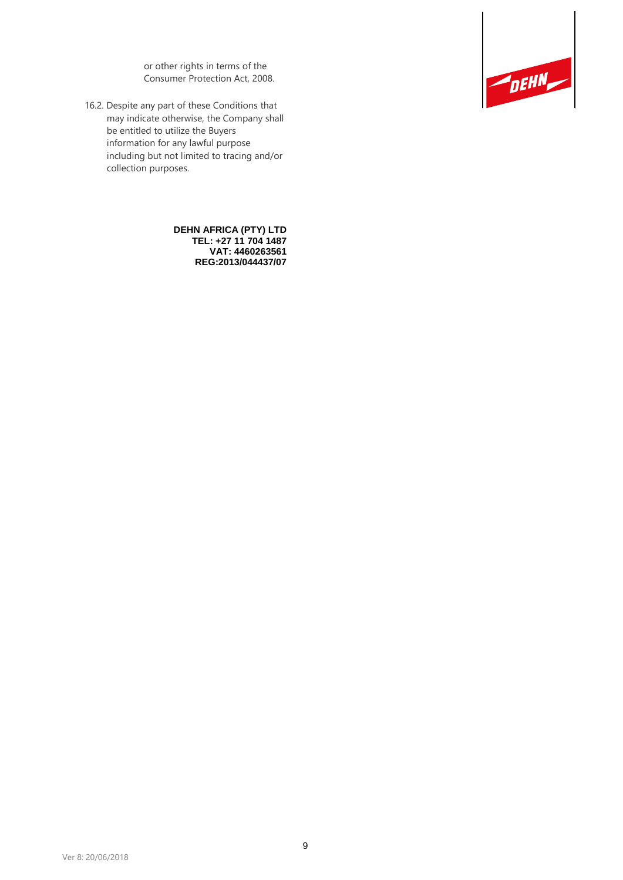or other rights in terms of the Consumer Protection Act, 2008.

16.2. Despite any part of these Conditions that may indicate otherwise, the Company shall be entitled to utilize the Buyers information for any lawful purpose including but not limited to tracing and/or collection purposes.

**DEHN AFRICA (PTY) LTD**
**TEL: +27 11 704 1487**
**VAT: 4460263561**
**REG:2013/044437/07**

Ver 8: 20/06/2018